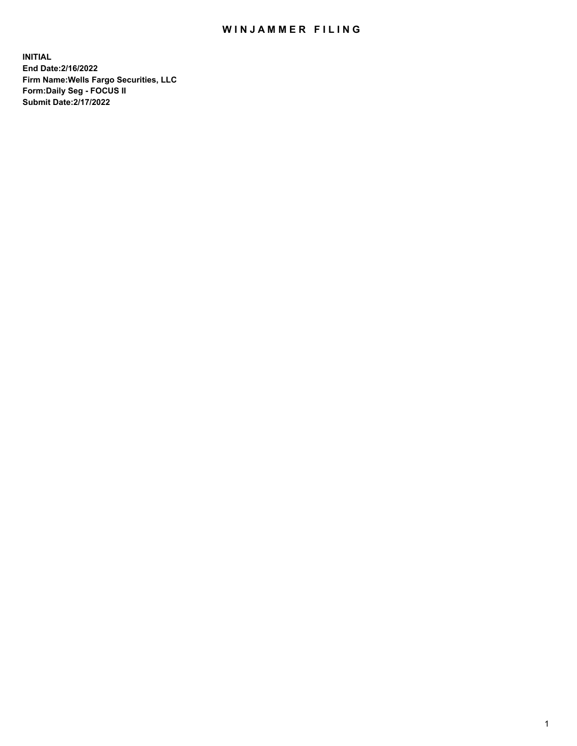# WINJAMMER FILING

**INITIAL**
**End Date:2/16/2022**
**Firm Name:Wells Fargo Securities, LLC**
**Form:Daily Seg - FOCUS II**
**Submit Date:2/17/2022**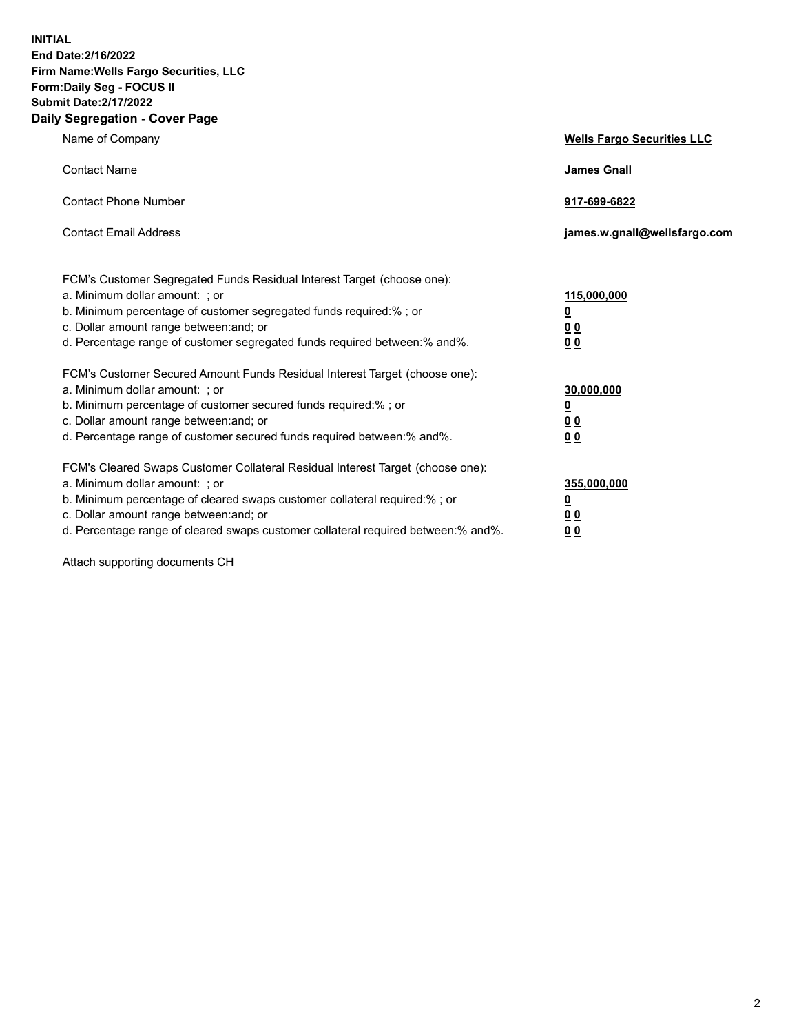**INITIAL**
**End Date:2/16/2022**
**Firm Name:Wells Fargo Securities, LLC**
**Form:Daily Seg - FOCUS II**
**Submit Date:2/17/2022**

## Daily Segregation - Cover Page

| | |
|---|---|
| Name of Company | **Wells Fargo Securities LLC** |
| Contact Name | **James Gnall** |
| Contact Phone Number | **917-699-6822** |
| Contact Email Address | **james.w.gnall@wellsfargo.com** |

| | |
|---|---|
| FCM's Customer Segregated Funds Residual Interest Target (choose one): | |
| a. Minimum dollar amount: ; or | **115,000,000** |
| b. Minimum percentage of customer segregated funds required:% ; or | **0** |
| c. Dollar amount range between:and; or | **0 0** |
| d. Percentage range of customer segregated funds required between:% and%. | **0 0** |
| FCM's Customer Secured Amount Funds Residual Interest Target (choose one): | |
| a. Minimum dollar amount: ; or | **30,000,000** |
| b. Minimum percentage of customer secured funds required:% ; or | **0** |
| c. Dollar amount range between:and; or | **0 0** |
| d. Percentage range of customer secured funds required between:% and%. | **0 0** |
| FCM's Cleared Swaps Customer Collateral Residual Interest Target (choose one): | |
| a. Minimum dollar amount: ; or | **355,000,000** |
| b. Minimum percentage of cleared swaps customer collateral required:% ; or | **0** |
| c. Dollar amount range between:and; or | **0 0** |
| d. Percentage range of cleared swaps customer collateral required between:% and%. | **0 0** |

Attach supporting documents CH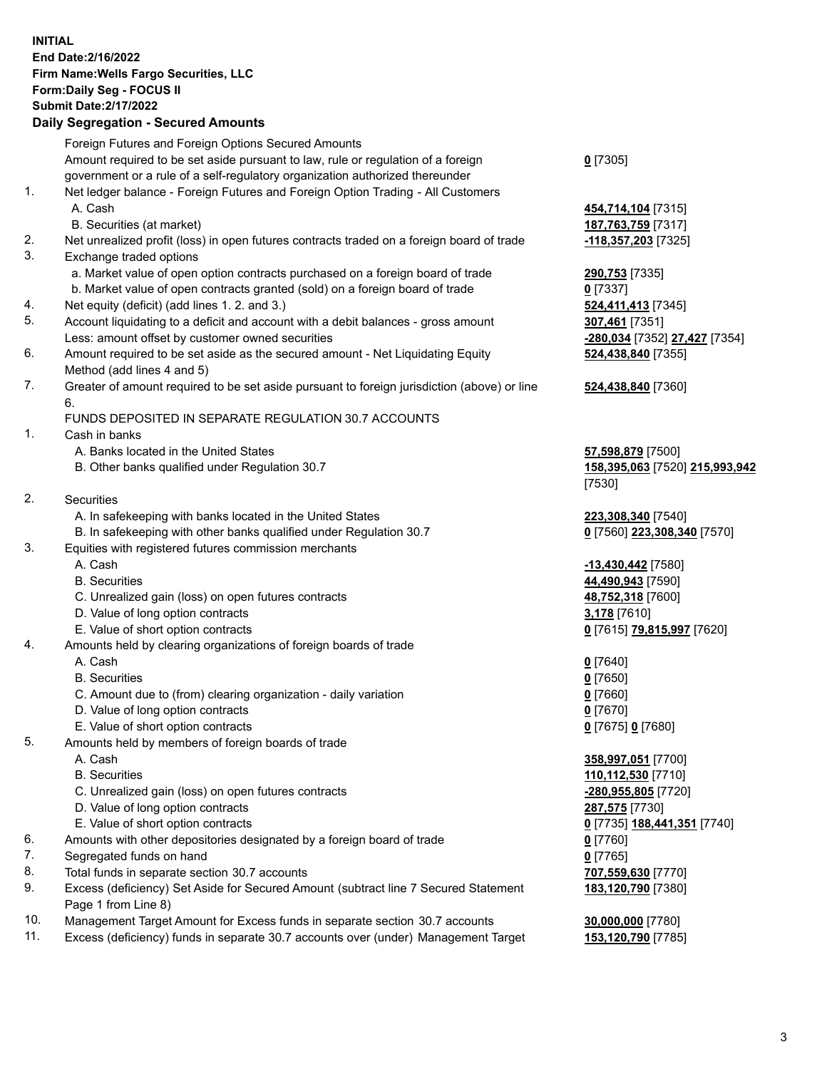**INITIAL**
**End Date:2/16/2022**
**Firm Name:Wells Fargo Securities, LLC**
**Form:Daily Seg - FOCUS II**
**Submit Date:2/17/2022**
**Daily Segregation - Secured Amounts**

| | | |
|---|---|---|
| | Foreign Futures and Foreign Options Secured Amounts | |
| | Amount required to be set aside pursuant to law, rule or regulation of a foreign government or a rule of a self-regulatory organization authorized thereunder | **0** [7305] |
| 1. | Net ledger balance - Foreign Futures and Foreign Option Trading - All Customers | |
| | A. Cash | **454,714,104** [7315] |
| | B. Securities (at market) | **187,763,759** [7317] |
| 2. | Net unrealized profit (loss) in open futures contracts traded on a foreign board of trade | **-118,357,203** [7325] |
| 3. | Exchange traded options | |
| | a. Market value of open option contracts purchased on a foreign board of trade | **290,753** [7335] |
| | b. Market value of open contracts granted (sold) on a foreign board of trade | **0** [7337] |
| 4. | Net equity (deficit) (add lines 1. 2. and 3.) | **524,411,413** [7345] |
| 5. | Account liquidating to a deficit and account with a debit balances - gross amount | **307,461** [7351] |
| | Less: amount offset by customer owned securities | **-280,034** [7352] **27,427** [7354] |
| 6. | Amount required to be set aside as the secured amount - Net Liquidating Equity Method (add lines 4 and 5) | **524,438,840** [7355] |
| 7. | Greater of amount required to be set aside pursuant to foreign jurisdiction (above) or line 6. | **524,438,840** [7360] |
| | FUNDS DEPOSITED IN SEPARATE REGULATION 30.7 ACCOUNTS | |
| 1. | Cash in banks | |
| | A. Banks located in the United States | **57,598,879** [7500] |
| | B. Other banks qualified under Regulation 30.7 | **158,395,063** [7520] **215,993,942** [7530] |
| 2. | Securities | |
| | A. In safekeeping with banks located in the United States | **223,308,340** [7540] |
| | B. In safekeeping with other banks qualified under Regulation 30.7 | **0** [7560] **223,308,340** [7570] |
| 3. | Equities with registered futures commission merchants | |
| | A. Cash | **-13,430,442** [7580] |
| | B. Securities | **44,490,943** [7590] |
| | C. Unrealized gain (loss) on open futures contracts | **48,752,318** [7600] |
| | D. Value of long option contracts | **3,178** [7610] |
| | E. Value of short option contracts | **0** [7615] **79,815,997** [7620] |
| 4. | Amounts held by clearing organizations of foreign boards of trade | |
| | A. Cash | **0** [7640] |
| | B. Securities | **0** [7650] |
| | C. Amount due to (from) clearing organization - daily variation | **0** [7660] |
| | D. Value of long option contracts | **0** [7670] |
| | E. Value of short option contracts | **0** [7675] **0** [7680] |
| 5. | Amounts held by members of foreign boards of trade | |
| | A. Cash | **358,997,051** [7700] |
| | B. Securities | **110,112,530** [7710] |
| | C. Unrealized gain (loss) on open futures contracts | **-280,955,805** [7720] |
| | D. Value of long option contracts | **287,575** [7730] |
| | E. Value of short option contracts | **0** [7735] **188,441,351** [7740] |
| 6. | Amounts with other depositories designated by a foreign board of trade | **0** [7760] |
| 7. | Segregated funds on hand | **0** [7765] |
| 8. | Total funds in separate section 30.7 accounts | **707,559,630** [7770] |
| 9. | Excess (deficiency) Set Aside for Secured Amount (subtract line 7 Secured Statement Page 1 from Line 8) | **183,120,790** [7380] |
| 10. | Management Target Amount for Excess funds in separate section 30.7 accounts | **30,000,000** [7780] |
| 11. | Excess (deficiency) funds in separate 30.7 accounts over (under) Management Target | **153,120,790** [7785] |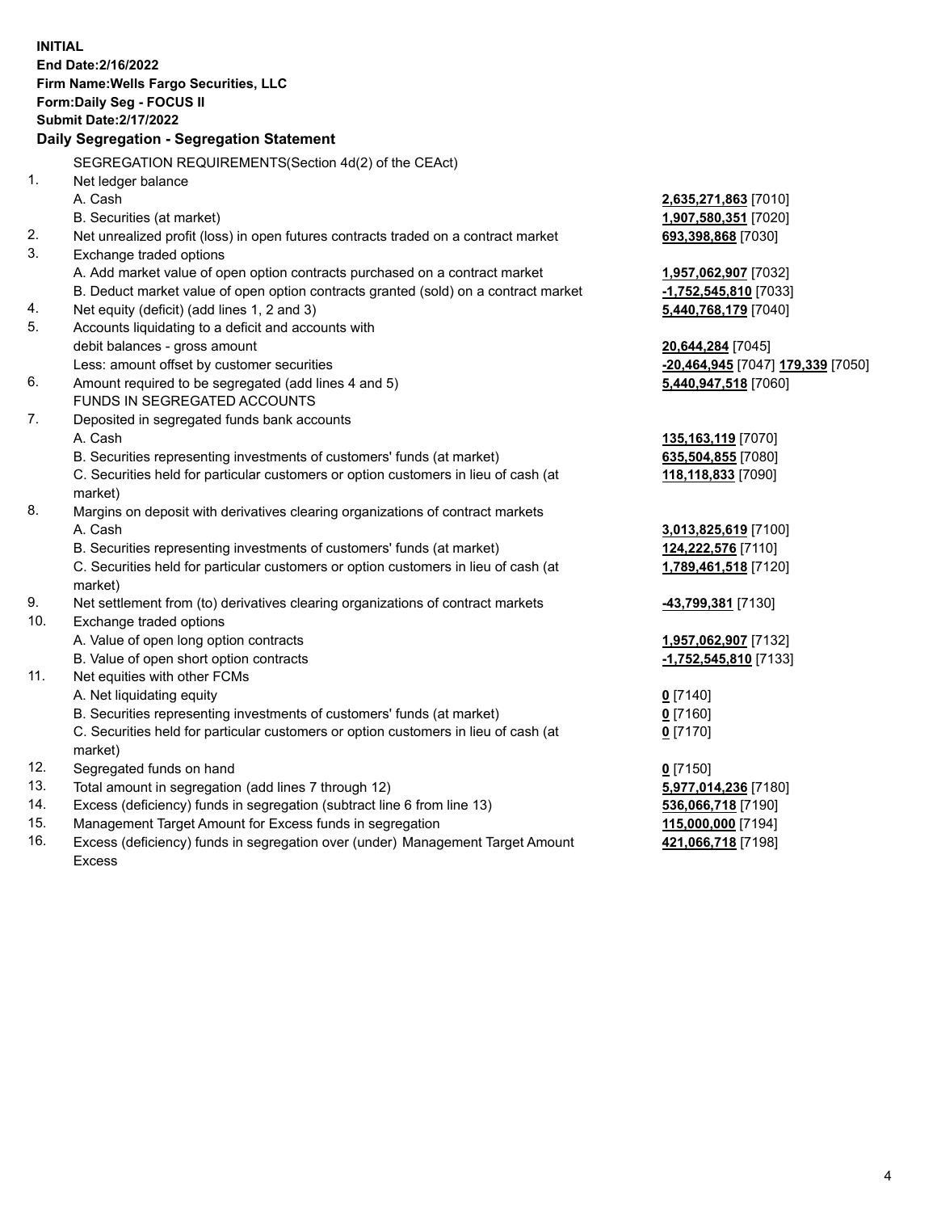**INITIAL**
**End Date:2/16/2022**
**Firm Name:Wells Fargo Securities, LLC**
**Form:Daily Seg - FOCUS II**
**Submit Date:2/17/2022**

### Daily Segregation - Segregation Statement

SEGREGATION REQUIREMENTS(Section 4d(2) of the CEAct)

| | | |
|---|---|---|
| 1. | Net ledger balance | |
| | A. Cash | **2,635,271,863** [7010] |
| | B. Securities (at market) | **1,907,580,351** [7020] |
| 2. | Net unrealized profit (loss) in open futures contracts traded on a contract market | **693,398,868** [7030] |
| 3. | Exchange traded options | |
| | A. Add market value of open option contracts purchased on a contract market | **1,957,062,907** [7032] |
| | B. Deduct market value of open option contracts granted (sold) on a contract market | **-1,752,545,810** [7033] |
| 4. | Net equity (deficit) (add lines 1, 2 and 3) | **5,440,768,179** [7040] |
| 5. | Accounts liquidating to a deficit and accounts with debit balances - gross amount | **20,644,284** [7045] |
| | Less: amount offset by customer securities | **-20,464,945** [7047] **179,339** [7050] |
| 6. | Amount required to be segregated (add lines 4 and 5) | **5,440,947,518** [7060] |
| | FUNDS IN SEGREGATED ACCOUNTS | |
| 7. | Deposited in segregated funds bank accounts | |
| | A. Cash | **135,163,119** [7070] |
| | B. Securities representing investments of customers' funds (at market) | **635,504,855** [7080] |
| | C. Securities held for particular customers or option customers in lieu of cash (at market) | **118,118,833** [7090] |
| 8. | Margins on deposit with derivatives clearing organizations of contract markets | |
| | A. Cash | **3,013,825,619** [7100] |
| | B. Securities representing investments of customers' funds (at market) | **124,222,576** [7110] |
| | C. Securities held for particular customers or option customers in lieu of cash (at market) | **1,789,461,518** [7120] |
| 9. | Net settlement from (to) derivatives clearing organizations of contract markets | **-43,799,381** [7130] |
| 10. | Exchange traded options | |
| | A. Value of open long option contracts | **1,957,062,907** [7132] |
| | B. Value of open short option contracts | **-1,752,545,810** [7133] |
| 11. | Net equities with other FCMs | |
| | A. Net liquidating equity | **0** [7140] |
| | B. Securities representing investments of customers' funds (at market) | **0** [7160] |
| | C. Securities held for particular customers or option customers in lieu of cash (at market) | **0** [7170] |
| 12. | Segregated funds on hand | **0** [7150] |
| 13. | Total amount in segregation (add lines 7 through 12) | **5,977,014,236** [7180] |
| 14. | Excess (deficiency) funds in segregation (subtract line 6 from line 13) | **536,066,718** [7190] |
| 15. | Management Target Amount for Excess funds in segregation | **115,000,000** [7194] |
| 16. | Excess (deficiency) funds in segregation over (under) Management Target Amount Excess | **421,066,718** [7198] |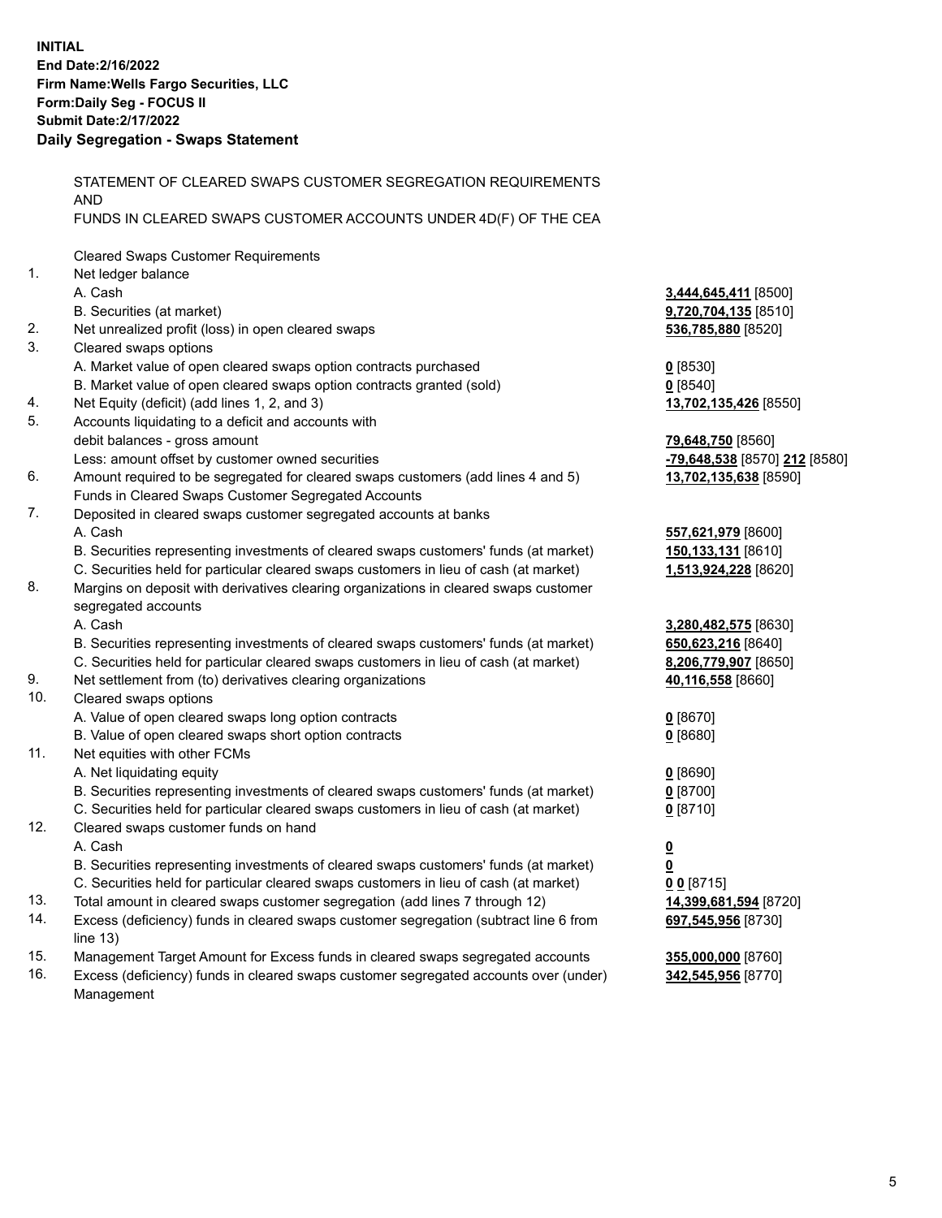**INITIAL**
**End Date:2/16/2022**
**Firm Name:Wells Fargo Securities, LLC**
**Form:Daily Seg - FOCUS II**
**Submit Date:2/17/2022**
**Daily Segregation - Swaps Statement**

STATEMENT OF CLEARED SWAPS CUSTOMER SEGREGATION REQUIREMENTS AND FUNDS IN CLEARED SWAPS CUSTOMER ACCOUNTS UNDER 4D(F) OF THE CEA

| | | |
|---|---|---|
| | Cleared Swaps Customer Requirements | |
| 1. | Net ledger balance | |
| | A. Cash | **3,444,645,411** [8500] |
| | B. Securities (at market) | **9,720,704,135** [8510] |
| 2. | Net unrealized profit (loss) in open cleared swaps | **536,785,880** [8520] |
| 3. | Cleared swaps options | |
| | A. Market value of open cleared swaps option contracts purchased | **0** [8530] |
| | B. Market value of open cleared swaps option contracts granted (sold) | **0** [8540] |
| 4. | Net Equity (deficit) (add lines 1, 2, and 3) | **13,702,135,426** [8550] |
| 5. | Accounts liquidating to a deficit and accounts with debit balances - gross amount | **79,648,750** [8560] |
| | Less: amount offset by customer owned securities | **-79,648,538** [8570] **212** [8580] |
| 6. | Amount required to be segregated for cleared swaps customers (add lines 4 and 5) | **13,702,135,638** [8590] |
| | Funds in Cleared Swaps Customer Segregated Accounts | |
| 7. | Deposited in cleared swaps customer segregated accounts at banks | |
| | A. Cash | **557,621,979** [8600] |
| | B. Securities representing investments of cleared swaps customers' funds (at market) | **150,133,131** [8610] |
| | C. Securities held for particular cleared swaps customers in lieu of cash (at market) | **1,513,924,228** [8620] |
| 8. | Margins on deposit with derivatives clearing organizations in cleared swaps customer segregated accounts | |
| | A. Cash | **3,280,482,575** [8630] |
| | B. Securities representing investments of cleared swaps customers' funds (at market) | **650,623,216** [8640] |
| | C. Securities held for particular cleared swaps customers in lieu of cash (at market) | **8,206,779,907** [8650] |
| 9. | Net settlement from (to) derivatives clearing organizations | **40,116,558** [8660] |
| 10. | Cleared swaps options | |
| | A. Value of open cleared swaps long option contracts | **0** [8670] |
| | B. Value of open cleared swaps short option contracts | **0** [8680] |
| 11. | Net equities with other FCMs | |
| | A. Net liquidating equity | **0** [8690] |
| | B. Securities representing investments of cleared swaps customers' funds (at market) | **0** [8700] |
| | C. Securities held for particular cleared swaps customers in lieu of cash (at market) | **0** [8710] |
| 12. | Cleared swaps customer funds on hand | |
| | A. Cash | **0** |
| | B. Securities representing investments of cleared swaps customers' funds (at market) | **0** |
| | C. Securities held for particular cleared swaps customers in lieu of cash (at market) | **0** **0** [8715] |
| 13. | Total amount in cleared swaps customer segregation (add lines 7 through 12) | **14,399,681,594** [8720] |
| 14. | Excess (deficiency) funds in cleared swaps customer segregation (subtract line 6 from line 13) | **697,545,956** [8730] |
| 15. | Management Target Amount for Excess funds in cleared swaps segregated accounts | **355,000,000** [8760] |
| 16. | Excess (deficiency) funds in cleared swaps customer segregated accounts over (under) Management | **342,545,956** [8770] |